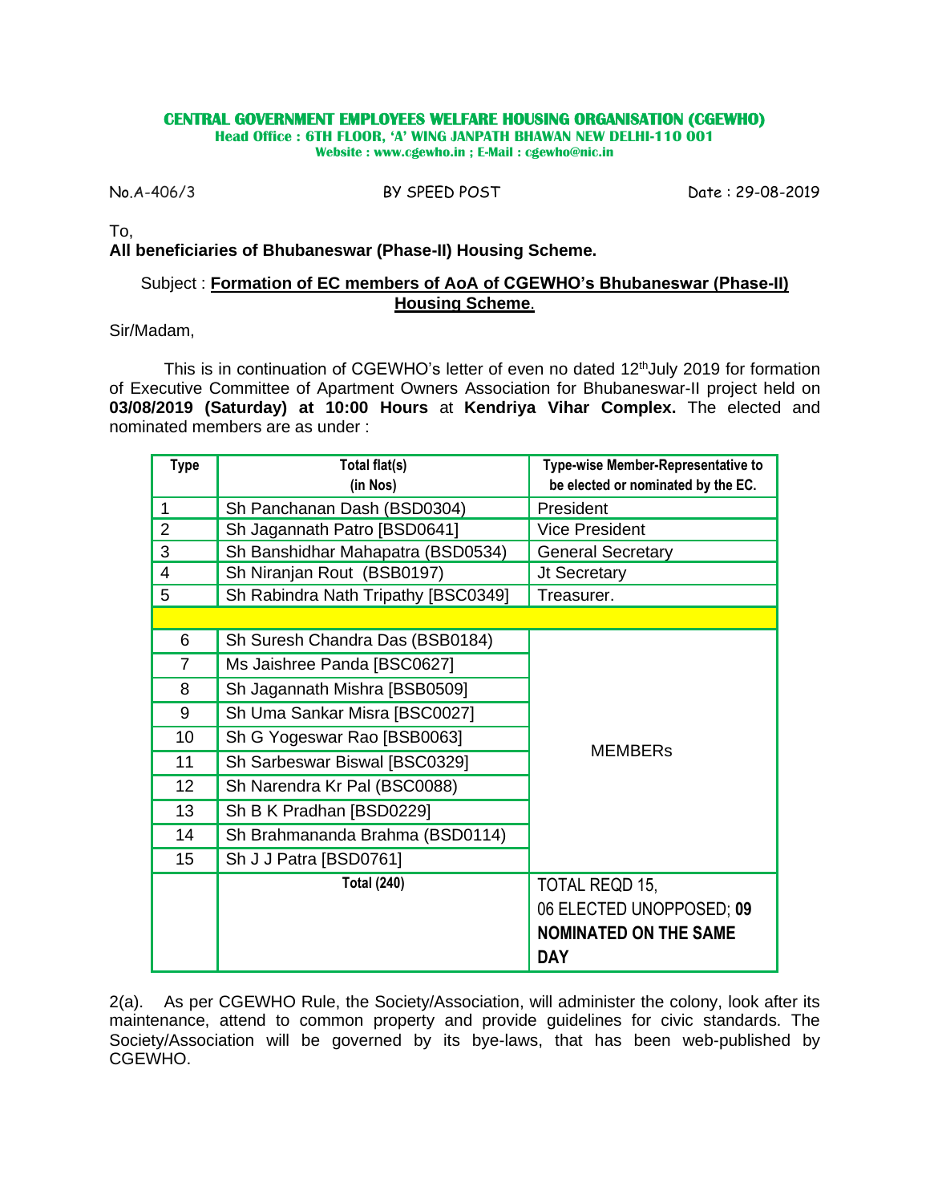**CENTRAL GOVERNMENT EMPLOYEES WELFARE HOUSING ORGANISATION (CGEWHO)**
**Head Office : 6TH FLOOR, 'A' WING JANPATH BHAWAN NEW DELHI-110 001**
**Website : www.cgewho.in ; E-Mail : cgewho@nic.in**

No.A-406/3 BY SPEED POST Date : 29-08-2019

To,
**All beneficiaries of Bhubaneswar (Phase-II) Housing Scheme.**

Subject : **Formation of EC members of AoA of CGEWHO's Bhubaneswar (Phase-II) Housing Scheme**.

Sir/Madam,

This is in continuation of CGEWHO's letter of even no dated 12th July 2019 for formation of Executive Committee of Apartment Owners Association for Bhubaneswar-II project held on **03/08/2019 (Saturday) at 10:00 Hours** at **Kendriya Vihar Complex.** The elected and nominated members are as under :

| Type | Total flat(s) (in Nos) | Type-wise Member-Representative to be elected or nominated by the EC. |
|---|---|---|
| 1 | Sh Panchanan Dash (BSD0304) | President |
| 2 | Sh Jagannath Patro [BSD0641] | Vice President |
| 3 | Sh Banshidhar Mahapatra (BSD0534) | General Secretary |
| 4 | Sh Niranjan Rout (BSB0197) | Jt Secretary |
| 5 | Sh Rabindra Nath Tripathy [BSC0349] | Treasurer. |
| | | |
| 6 | Sh Suresh Chandra Das (BSB0184) | MEMBERs |
| 7 | Ms Jaishree Panda [BSC0627] | |
| 8 | Sh Jagannath Mishra [BSB0509] | |
| 9 | Sh Uma Sankar Misra [BSC0027] | |
| 10 | Sh G Yogeswar Rao [BSB0063] | |
| 11 | Sh Sarbeswar Biswal [BSC0329] | |
| 12 | Sh Narendra Kr Pal (BSC0088) | |
| 13 | Sh B K Pradhan [BSD0229] | |
| 14 | Sh Brahmananda Brahma (BSD0114) | |
| 15 | Sh J J Patra [BSD0761] | |
| | **Total (240)** | TOTAL REQD 15, 06 ELECTED UNOPPOSED; **09 NOMINATED ON THE SAME DAY** |

2(a). As per CGEWHO Rule, the Society/Association, will administer the colony, look after its maintenance, attend to common property and provide guidelines for civic standards. The Society/Association will be governed by its bye-laws, that has been web-published by CGEWHO.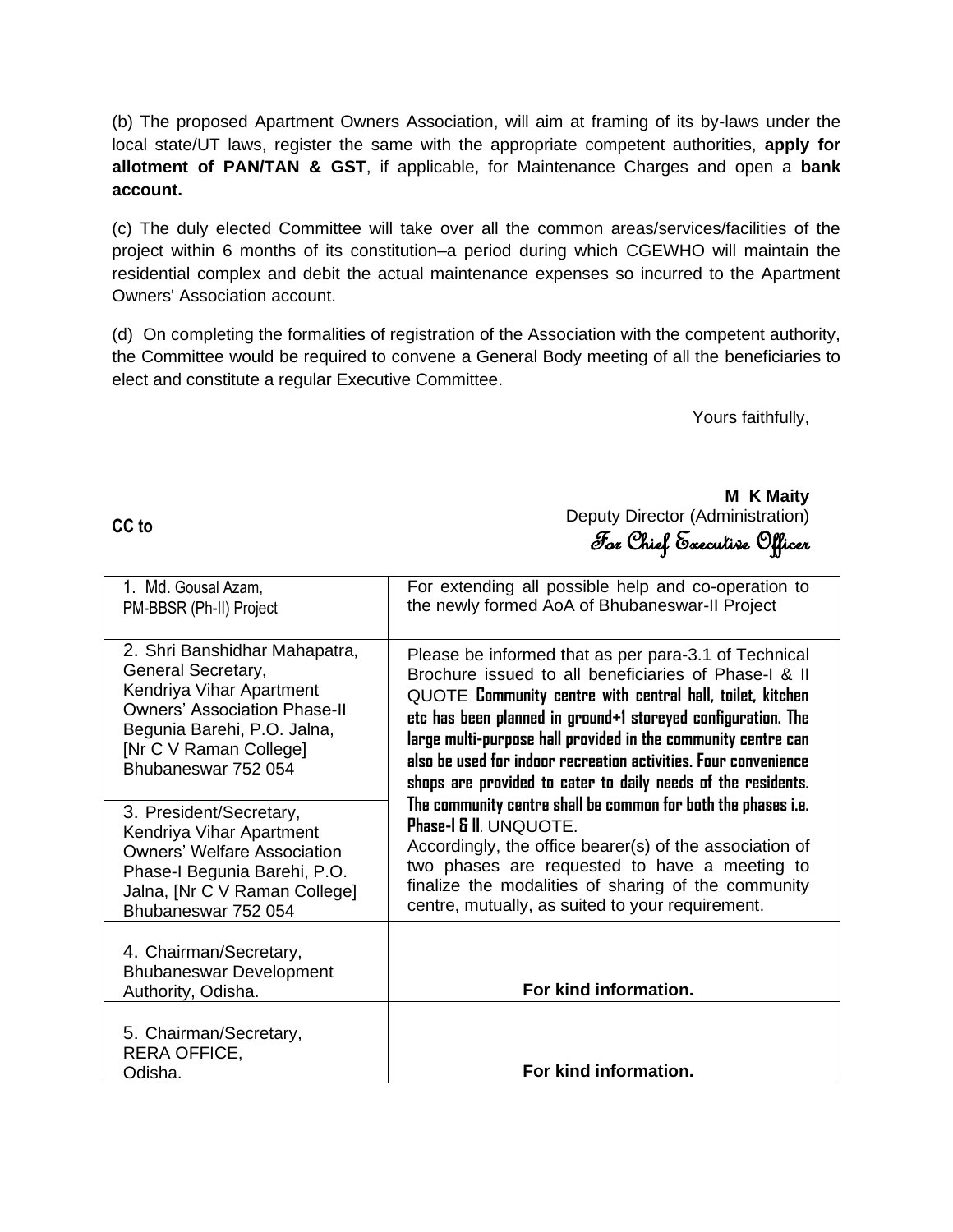(b) The proposed Apartment Owners Association, will aim at framing of its by-laws under the local state/UT laws, register the same with the appropriate competent authorities, **apply for allotment of PAN/TAN & GST**, if applicable, for Maintenance Charges and open a **bank account.**

(c) The duly elected Committee will take over all the common areas/services/facilities of the project within 6 months of its constitution–a period during which CGEWHO will maintain the residential complex and debit the actual maintenance expenses so incurred to the Apartment Owners' Association account.

(d) On completing the formalities of registration of the Association with the competent authority, the Committee would be required to convene a General Body meeting of all the beneficiaries to elect and constitute a regular Executive Committee.

Yours faithfully,

**M K Maity**
Deputy Director (Administration)
*For Chief Executive Officer*

**CC to**

| | |
|---|---|
| 1. Md. Gousal Azam, PM-BBSR (Ph-II) Project | For extending all possible help and co-operation to the newly formed AoA of Bhubaneswar-II Project |
| 2. Shri Banshidhar Mahapatra, General Secretary, Kendriya Vihar Apartment Owners' Association Phase-II Begunia Barehi, P.O. Jalna, [Nr C V Raman College] Bhubaneswar 752 054 | Please be informed that as per para-3.1 of Technical Brochure issued to all beneficiaries of Phase-I & II QUOTE **Community centre with central hall, toilet, kitchen etc has been planned in ground+1 storeyed configuration. The large multi-purpose hall provided in the community centre can also be used for indoor recreation activities. Four convenience shops are provided to cater to daily needs of the residents. The community centre shall be common for both the phases i.e. Phase-I & II**. UNQUOTE. Accordingly, the office bearer(s) of the association of two phases are requested to have a meeting to finalize the modalities of sharing of the community centre, mutually, as suited to your requirement. |
| 3. President/Secretary, Kendriya Vihar Apartment Owners' Welfare Association Phase-I Begunia Barehi, P.O. Jalna, [Nr C V Raman College] Bhubaneswar 752 054 | |
| 4. Chairman/Secretary, Bhubaneswar Development Authority, Odisha. | **For kind information.** |
| 5. Chairman/Secretary, RERA OFFICE, Odisha. | **For kind information.** |